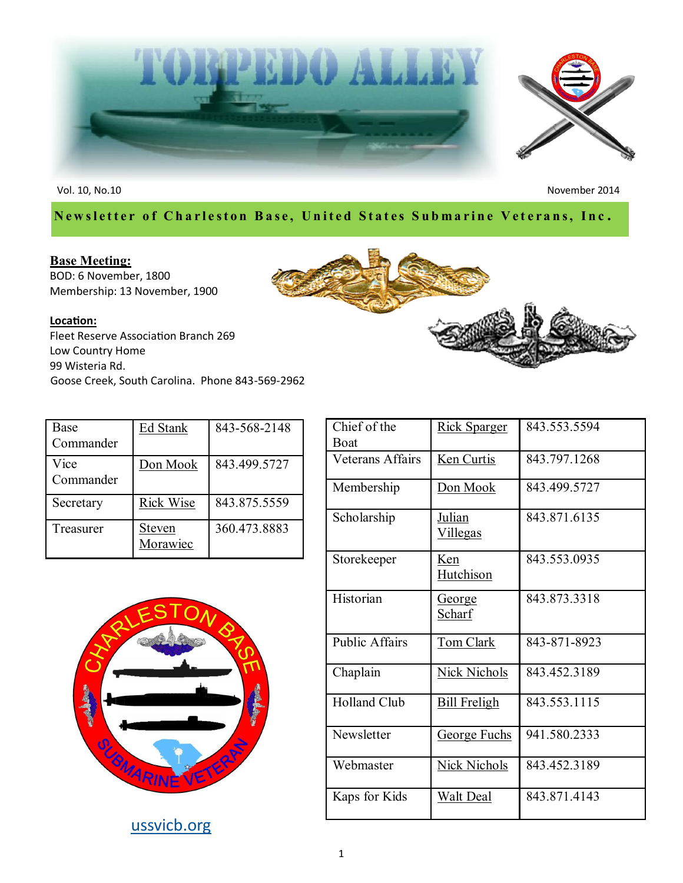# TORPEDO ALLEY

Vol. 10, No.10

November 2014

**Newsletter of Charleston Base, United States Submarine Veterans, Inc.**

**Base Meeting:**

BOD: 6 November, 1800

Membership: 13 November, 1900

**Location:**

Fleet Reserve Association Branch 269

Low Country Home

99 Wisteria Rd.

Goose Creek, South Carolina. Phone 843-569-2962

| | | |
|---|---|---|
| Base Commander | Ed Stank | 843-568-2148 |
| Vice Commander | Don Mook | 843.499.5727 |
| Secretary | Rick Wise | 843.875.5559 |
| Treasurer | Steven Morawiec | 360.473.8883 |

| | | |
|---|---|---|
| Chief of the Boat | Rick Sparger | 843.553.5594 |
| Veterans Affairs | Ken Curtis | 843.797.1268 |
| Membership | Don Mook | 843.499.5727 |
| Scholarship | Julian Villegas | 843.871.6135 |
| Storekeeper | Ken Hutchison | 843.553.0935 |
| Historian | George Scharf | 843.873.3318 |
| Public Affairs | Tom Clark | 843-871-8923 |
| Chaplain | Nick Nichols | 843.452.3189 |
| Holland Club | Bill Freligh | 843.553.1115 |
| Newsletter | George Fuchs | 941.580.2333 |
| Webmaster | Nick Nichols | 843.452.3189 |
| Kaps for Kids | Walt Deal | 843.871.4143 |

ussvicb.org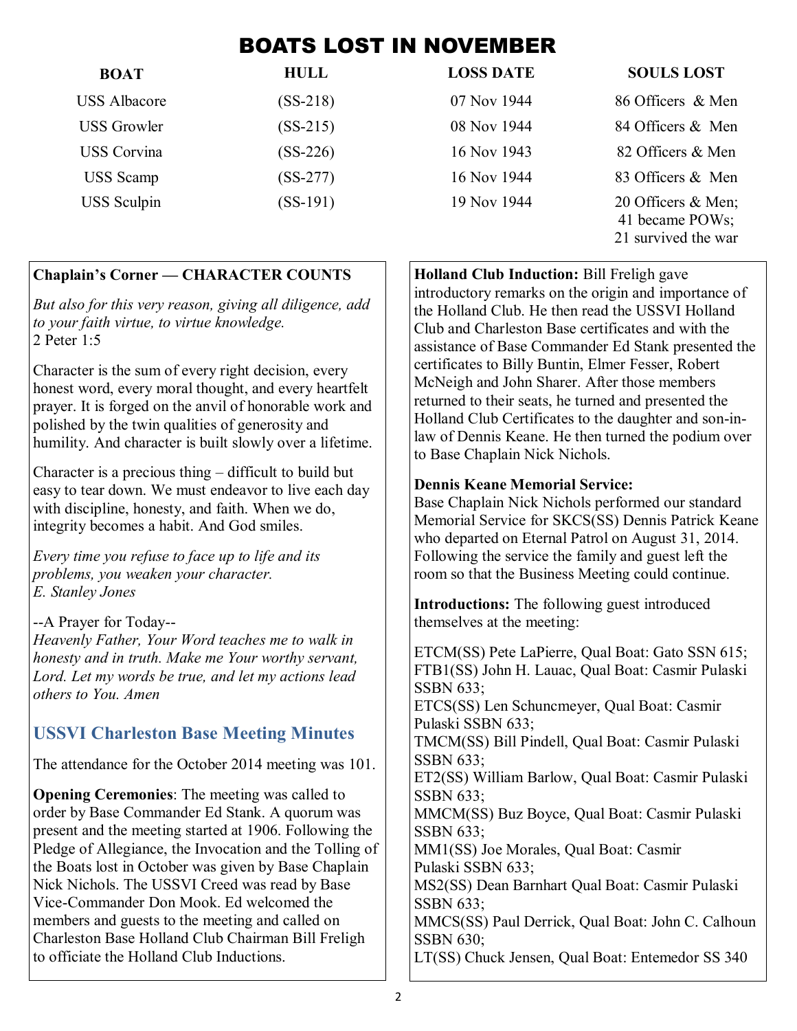# BOATS LOST IN NOVEMBER

| BOAT | HULL | LOSS DATE | SOULS LOST |
|---|---|---|---|
| USS Albacore | (SS-218) | 07 Nov 1944 | 86 Officers & Men |
| USS Growler | (SS-215) | 08 Nov 1944 | 84 Officers & Men |
| USS Corvina | (SS-226) | 16 Nov 1943 | 82 Officers & Men |
| USS Scamp | (SS-277) | 16 Nov 1944 | 83 Officers & Men |
| USS Sculpin | (SS-191) | 19 Nov 1944 | 20 Officers & Men; 41 became POWs; 21 survived the war |

**Chaplain's Corner — CHARACTER COUNTS**

*But also for this very reason, giving all diligence, add to your faith virtue, to virtue knowledge.*
2 Peter 1:5

Character is the sum of every right decision, every honest word, every moral thought, and every heartfelt prayer. It is forged on the anvil of honorable work and polished by the twin qualities of generosity and humility. And character is built slowly over a lifetime.

Character is a precious thing – difficult to build but easy to tear down. We must endeavor to live each day with discipline, honesty, and faith. When we do, integrity becomes a habit. And God smiles.

*Every time you refuse to face up to life and its problems, you weaken your character.*
*E. Stanley Jones*

--A Prayer for Today--
*Heavenly Father, Your Word teaches me to walk in honesty and in truth. Make me Your worthy servant, Lord. Let my words be true, and let my actions lead others to You. Amen*

## USSVI Charleston Base Meeting Minutes

The attendance for the October 2014 meeting was 101.

**Opening Ceremonies**: The meeting was called to order by Base Commander Ed Stank. A quorum was present and the meeting started at 1906. Following the Pledge of Allegiance, the Invocation and the Tolling of the Boats lost in October was given by Base Chaplain Nick Nichols. The USSVI Creed was read by Base Vice-Commander Don Mook. Ed welcomed the members and guests to the meeting and called on Charleston Base Holland Club Chairman Bill Freligh to officiate the Holland Club Inductions.

**Holland Club Induction:** Bill Freligh gave introductory remarks on the origin and importance of the Holland Club. He then read the USSVI Holland Club and Charleston Base certificates and with the assistance of Base Commander Ed Stank presented the certificates to Billy Buntin, Elmer Fesser, Robert McNeigh and John Sharer. After those members returned to their seats, he turned and presented the Holland Club Certificates to the daughter and son-in-law of Dennis Keane. He then turned the podium over to Base Chaplain Nick Nichols.

**Dennis Keane Memorial Service:**
Base Chaplain Nick Nichols performed our standard Memorial Service for SKCS(SS) Dennis Patrick Keane who departed on Eternal Patrol on August 31, 2014. Following the service the family and guest left the room so that the Business Meeting could continue.

**Introductions:** The following guest introduced themselves at the meeting:

ETCM(SS) Pete LaPierre, Qual Boat: Gato SSN 615;
FTB1(SS) John H. Lauac, Qual Boat: Casmir Pulaski SSBN 633;
ETCS(SS) Len Schuncmeyer, Qual Boat: Casmir Pulaski SSBN 633;
TMCM(SS) Bill Pindell, Qual Boat: Casmir Pulaski SSBN 633;
ET2(SS) William Barlow, Qual Boat: Casmir Pulaski SSBN 633;
MMCM(SS) Buz Boyce, Qual Boat: Casmir Pulaski SSBN 633;
MM1(SS) Joe Morales, Qual Boat: Casmir Pulaski SSBN 633;
MS2(SS) Dean Barnhart Qual Boat: Casmir Pulaski SSBN 633;
MMCS(SS) Paul Derrick, Qual Boat: John C. Calhoun SSBN 630;
LT(SS) Chuck Jensen, Qual Boat: Entemedor SS 340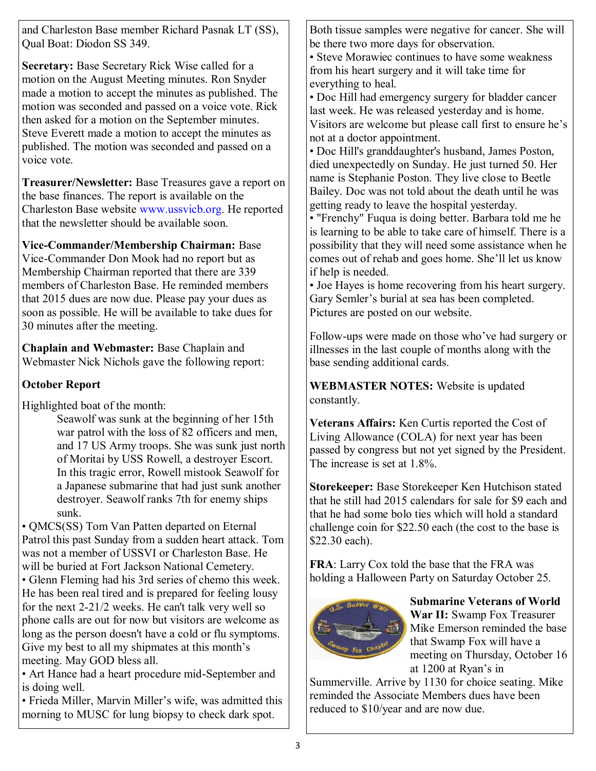and Charleston Base member Richard Pasnak LT (SS), Qual Boat: Diodon SS 349.

**Secretary:** Base Secretary Rick Wise called for a motion on the August Meeting minutes. Ron Snyder made a motion to accept the minutes as published. The motion was seconded and passed on a voice vote. Rick then asked for a motion on the September minutes. Steve Everett made a motion to accept the minutes as published. The motion was seconded and passed on a voice vote.

**Treasurer/Newsletter:** Base Treasures gave a report on the base finances. The report is available on the Charleston Base website www.ussvicb.org. He reported that the newsletter should be available soon.

**Vice-Commander/Membership Chairman:** Base Vice-Commander Don Mook had no report but as Membership Chairman reported that there are 339 members of Charleston Base. He reminded members that 2015 dues are now due. Please pay your dues as soon as possible. He will be available to take dues for 30 minutes after the meeting.

**Chaplain and Webmaster:** Base Chaplain and Webmaster Nick Nichols gave the following report:

**October Report**

Highlighted boat of the month:

> Seawolf was sunk at the beginning of her 15th war patrol with the loss of 82 officers and men, and 17 US Army troops. She was sunk just north of Moritai by USS Rowell, a destroyer Escort. In this tragic error, Rowell mistook Seawolf for a Japanese submarine that had just sunk another destroyer. Seawolf ranks 7th for enemy ships sunk.

- QMCS(SS) Tom Van Patten departed on Eternal Patrol this past Sunday from a sudden heart attack. Tom was not a member of USSVI or Charleston Base. He will be buried at Fort Jackson National Cemetery.
- Glenn Fleming had his 3rd series of chemo this week. He has been real tired and is prepared for feeling lousy for the next 2-21/2 weeks. He can't talk very well so phone calls are out for now but visitors are welcome as long as the person doesn't have a cold or flu symptoms. Give my best to all my shipmates at this month's meeting. May GOD bless all.
- Art Hance had a heart procedure mid-September and is doing well.
- Frieda Miller, Marvin Miller's wife, was admitted this morning to MUSC for lung biopsy to check dark spot. Both tissue samples were negative for cancer. She will be there two more days for observation.
- Steve Morawiec continues to have some weakness from his heart surgery and it will take time for everything to heal.
- Doc Hill had emergency surgery for bladder cancer last week. He was released yesterday and is home. Visitors are welcome but please call first to ensure he's not at a doctor appointment.
- Doc Hill's granddaughter's husband, James Poston, died unexpectedly on Sunday. He just turned 50. Her name is Stephanie Poston. They live close to Beetle Bailey. Doc was not told about the death until he was getting ready to leave the hospital yesterday.
- "Frenchy" Fuqua is doing better. Barbara told me he is learning to be able to take care of himself. There is a possibility that they will need some assistance when he comes out of rehab and goes home. She'll let us know if help is needed.
- Joe Hayes is home recovering from his heart surgery. Gary Semler's burial at sea has been completed. Pictures are posted on our website.

Follow-ups were made on those who've had surgery or illnesses in the last couple of months along with the base sending additional cards.

**WEBMASTER NOTES:** Website is updated constantly.

**Veterans Affairs:** Ken Curtis reported the Cost of Living Allowance (COLA) for next year has been passed by congress but not yet signed by the President. The increase is set at 1.8%.

**Storekeeper:** Base Storekeeper Ken Hutchison stated that he still had 2015 calendars for sale for $9 each and that he had some bolo ties which will hold a standard challenge coin for $22.50 each (the cost to the base is $22.30 each).

**FRA**: Larry Cox told the base that the FRA was holding a Halloween Party on Saturday October 25.

**Submarine Veterans of World War II:** Swamp Fox Treasurer Mike Emerson reminded the base that Swamp Fox will have a meeting on Thursday, October 16 at 1200 at Ryan's in Summerville. Arrive by 1130 for choice seating. Mike reminded the Associate Members dues have been reduced to $10/year and are now due.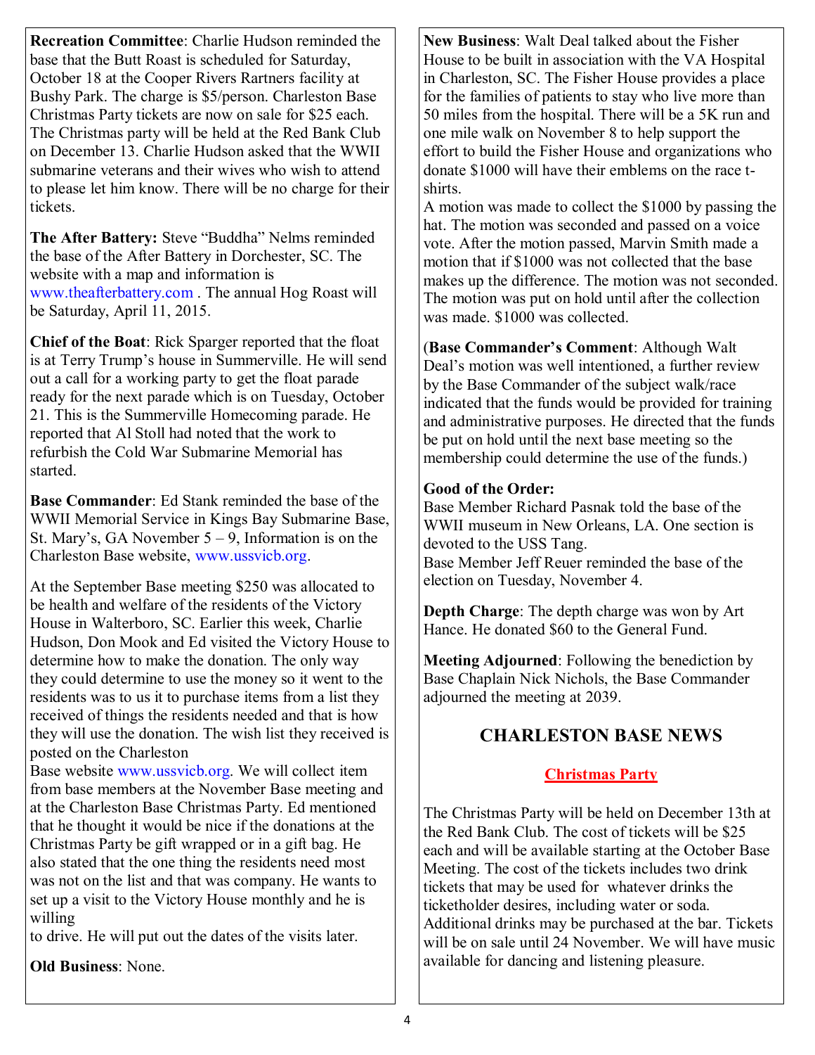**Recreation Committee**: Charlie Hudson reminded the base that the Butt Roast is scheduled for Saturday, October 18 at the Cooper Rivers Rartners facility at Bushy Park. The charge is $5/person. Charleston Base Christmas Party tickets are now on sale for $25 each. The Christmas party will be held at the Red Bank Club on December 13. Charlie Hudson asked that the WWII submarine veterans and their wives who wish to attend to please let him know. There will be no charge for their tickets.

**The After Battery:** Steve "Buddha" Nelms reminded the base of the After Battery in Dorchester, SC. The website with a map and information is www.theafterbattery.com . The annual Hog Roast will be Saturday, April 11, 2015.

**Chief of the Boat**: Rick Sparger reported that the float is at Terry Trump's house in Summerville. He will send out a call for a working party to get the float parade ready for the next parade which is on Tuesday, October 21. This is the Summerville Homecoming parade. He reported that Al Stoll had noted that the work to refurbish the Cold War Submarine Memorial has started.

**Base Commander**: Ed Stank reminded the base of the WWII Memorial Service in Kings Bay Submarine Base, St. Mary's, GA November 5 – 9, Information is on the Charleston Base website, www.ussvicb.org.

At the September Base meeting $250 was allocated to be health and welfare of the residents of the Victory House in Walterboro, SC. Earlier this week, Charlie Hudson, Don Mook and Ed visited the Victory House to determine how to make the donation. The only way they could determine to use the money so it went to the residents was to us it to purchase items from a list they received of things the residents needed and that is how they will use the donation. The wish list they received is posted on the Charleston Base website www.ussvicb.org. We will collect item from base members at the November Base meeting and at the Charleston Base Christmas Party. Ed mentioned that he thought it would be nice if the donations at the Christmas Party be gift wrapped or in a gift bag. He also stated that the one thing the residents need most was not on the list and that was company. He wants to set up a visit to the Victory House monthly and he is willing to drive. He will put out the dates of the visits later.

**Old Business**: None.

**New Business**: Walt Deal talked about the Fisher House to be built in association with the VA Hospital in Charleston, SC. The Fisher House provides a place for the families of patients to stay who live more than 50 miles from the hospital. There will be a 5K run and one mile walk on November 8 to help support the effort to build the Fisher House and organizations who donate $1000 will have their emblems on the race t-shirts.

A motion was made to collect the $1000 by passing the hat. The motion was seconded and passed on a voice vote. After the motion passed, Marvin Smith made a motion that if $1000 was not collected that the base makes up the difference. The motion was not seconded. The motion was put on hold until after the collection was made. $1000 was collected.

(**Base Commander's Comment**: Although Walt Deal's motion was well intentioned, a further review by the Base Commander of the subject walk/race indicated that the funds would be provided for training and administrative purposes. He directed that the funds be put on hold until the next base meeting so the membership could determine the use of the funds.)

**Good of the Order:**

Base Member Richard Pasnak told the base of the WWII museum in New Orleans, LA. One section is devoted to the USS Tang.

Base Member Jeff Reuer reminded the base of the election on Tuesday, November 4.

**Depth Charge**: The depth charge was won by Art Hance. He donated $60 to the General Fund.

**Meeting Adjourned**: Following the benediction by Base Chaplain Nick Nichols, the Base Commander adjourned the meeting at 2039.

## CHARLESTON BASE NEWS

### Christmas Party

The Christmas Party will be held on December 13th at the Red Bank Club. The cost of tickets will be $25 each and will be available starting at the October Base Meeting. The cost of the tickets includes two drink tickets that may be used for whatever drinks the ticketholder desires, including water or soda. Additional drinks may be purchased at the bar. Tickets will be on sale until 24 November. We will have music available for dancing and listening pleasure.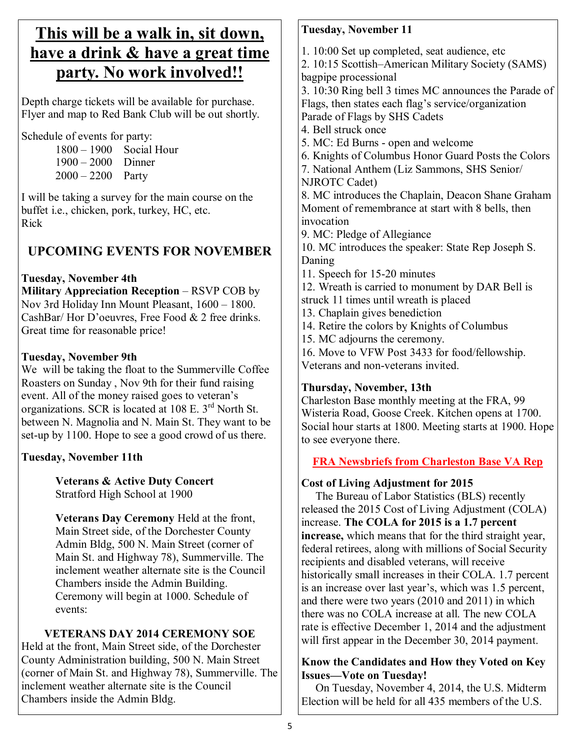# This will be a walk in, sit down, have a drink & have a great time party. No work involved!!

Depth charge tickets will be available for purchase. Flyer and map to Red Bank Club will be out shortly.

Schedule of events for party:

1800 – 1900 Social Hour
1900 – 2000 Dinner
2000 – 2200 Party

I will be taking a survey for the main course on the buffet i.e., chicken, pork, turkey, HC, etc.
Rick

## UPCOMING EVENTS FOR NOVEMBER

**Tuesday, November 4th**
**Military Appreciation Reception** – RSVP COB by Nov 3rd Holiday Inn Mount Pleasant, 1600 – 1800. CashBar/ Hor D'oeuvres, Free Food & 2 free drinks. Great time for reasonable price!

**Tuesday, November 9th**
We will be taking the float to the Summerville Coffee Roasters on Sunday , Nov 9th for their fund raising event. All of the money raised goes to veteran's organizations. SCR is located at 108 E. 3rd North St. between N. Magnolia and N. Main St. They want to be set-up by 1100. Hope to see a good crowd of us there.

**Tuesday, November 11th**

**Veterans & Active Duty Concert**
Stratford High School at 1900

**Veterans Day Ceremony** Held at the front, Main Street side, of the Dorchester County Admin Bldg, 500 N. Main Street (corner of Main St. and Highway 78), Summerville. The inclement weather alternate site is the Council Chambers inside the Admin Building. Ceremony will begin at 1000. Schedule of events:

**VETERANS DAY 2014 CEREMONY SOE**
Held at the front, Main Street side, of the Dorchester County Administration building, 500 N. Main Street (corner of Main St. and Highway 78), Summerville. The inclement weather alternate site is the Council Chambers inside the Admin Bldg.

**Tuesday, November 11**

1. 10:00 Set up completed, seat audience, etc
2. 10:15 Scottish–American Military Society (SAMS) bagpipe processional
3. 10:30 Ring bell 3 times MC announces the Parade of Flags, then states each flag's service/organization Parade of Flags by SHS Cadets
4. Bell struck once
5. MC: Ed Burns - open and welcome
6. Knights of Columbus Honor Guard Posts the Colors
7. National Anthem (Liz Sammons, SHS Senior/ NJROTC Cadet)
8. MC introduces the Chaplain, Deacon Shane Graham Moment of remembrance at start with 8 bells, then invocation
9. MC: Pledge of Allegiance
10. MC introduces the speaker: State Rep Joseph S. Daning
11. Speech for 15-20 minutes
12. Wreath is carried to monument by DAR Bell is struck 11 times until wreath is placed
13. Chaplain gives benediction
14. Retire the colors by Knights of Columbus
15. MC adjourns the ceremony.
16. Move to VFW Post 3433 for food/fellowship. Veterans and non-veterans invited.

**Thursday, November, 13th**
Charleston Base monthly meeting at the FRA, 99 Wisteria Road, Goose Creek. Kitchen opens at 1700. Social hour starts at 1800. Meeting starts at 1900. Hope to see everyone there.

## FRA Newsbriefs from Charleston Base VA Rep

**Cost of Living Adjustment for 2015**
The Bureau of Labor Statistics (BLS) recently released the 2015 Cost of Living Adjustment (COLA) increase. **The COLA for 2015 is a 1.7 percent increase,** which means that for the third straight year, federal retirees, along with millions of Social Security recipients and disabled veterans, will receive historically small increases in their COLA. 1.7 percent is an increase over last year's, which was 1.5 percent, and there were two years (2010 and 2011) in which there was no COLA increase at all. The new COLA rate is effective December 1, 2014 and the adjustment will first appear in the December 30, 2014 payment.

**Know the Candidates and How they Voted on Key Issues—Vote on Tuesday!**
On Tuesday, November 4, 2014, the U.S. Midterm Election will be held for all 435 members of the U.S.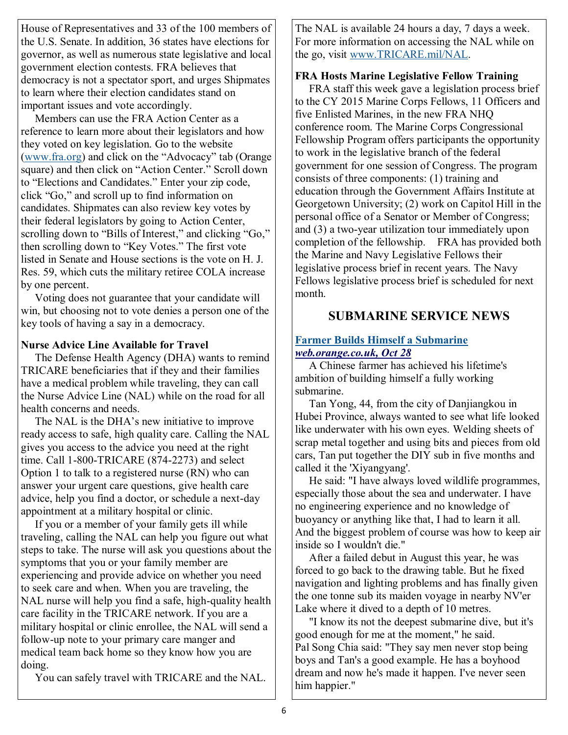House of Representatives and 33 of the 100 members of the U.S. Senate. In addition, 36 states have elections for governor, as well as numerous state legislative and local government election contests. FRA believes that democracy is not a spectator sport, and urges Shipmates to learn where their election candidates stand on important issues and vote accordingly.

Members can use the FRA Action Center as a reference to learn more about their legislators and how they voted on key legislation. Go to the website (www.fra.org) and click on the "Advocacy" tab (Orange square) and then click on "Action Center." Scroll down to "Elections and Candidates." Enter your zip code, click "Go," and scroll up to find information on candidates. Shipmates can also review key votes by their federal legislators by going to Action Center, scrolling down to "Bills of Interest," and clicking "Go," then scrolling down to "Key Votes." The first vote listed in Senate and House sections is the vote on H. J. Res. 59, which cuts the military retiree COLA increase by one percent.

Voting does not guarantee that your candidate will win, but choosing not to vote denies a person one of the key tools of having a say in a democracy.

**Nurse Advice Line Available for Travel**

The Defense Health Agency (DHA) wants to remind TRICARE beneficiaries that if they and their families have a medical problem while traveling, they can call the Nurse Advice Line (NAL) while on the road for all health concerns and needs.

The NAL is the DHA's new initiative to improve ready access to safe, high quality care. Calling the NAL gives you access to the advice you need at the right time. Call 1-800-TRICARE (874-2273) and select Option 1 to talk to a registered nurse (RN) who can answer your urgent care questions, give health care advice, help you find a doctor, or schedule a next-day appointment at a military hospital or clinic.

If you or a member of your family gets ill while traveling, calling the NAL can help you figure out what steps to take. The nurse will ask you questions about the symptoms that you or your family member are experiencing and provide advice on whether you need to seek care and when. When you are traveling, the NAL nurse will help you find a safe, high-quality health care facility in the TRICARE network. If you are a military hospital or clinic enrollee, the NAL will send a follow-up note to your primary care manger and medical team back home so they know how you are doing.

You can safely travel with TRICARE and the NAL.

The NAL is available 24 hours a day, 7 days a week. For more information on accessing the NAL while on the go, visit www.TRICARE.mil/NAL.

**FRA Hosts Marine Legislative Fellow Training**

FRA staff this week gave a legislation process brief to the CY 2015 Marine Corps Fellows, 11 Officers and five Enlisted Marines, in the new FRA NHQ conference room. The Marine Corps Congressional Fellowship Program offers participants the opportunity to work in the legislative branch of the federal government for one session of Congress. The program consists of three components: (1) training and education through the Government Affairs Institute at Georgetown University; (2) work on Capitol Hill in the personal office of a Senator or Member of Congress; and (3) a two-year utilization tour immediately upon completion of the fellowship. FRA has provided both the Marine and Navy Legislative Fellows their legislative process brief in recent years. The Navy Fellows legislative process brief is scheduled for next month.

## SUBMARINE SERVICE NEWS

**Farmer Builds Himself a Submarine**
***web.orange.co.uk, Oct 28***

A Chinese farmer has achieved his lifetime's ambition of building himself a fully working submarine.

Tan Yong, 44, from the city of Danjiangkou in Hubei Province, always wanted to see what life looked like underwater with his own eyes. Welding sheets of scrap metal together and using bits and pieces from old cars, Tan put together the DIY sub in five months and called it the 'Xiyangyang'.

He said: "I have always loved wildlife programmes, especially those about the sea and underwater. I have no engineering experience and no knowledge of buoyancy or anything like that, I had to learn it all. And the biggest problem of course was how to keep air inside so I wouldn't die."

After a failed debut in August this year, he was forced to go back to the drawing table. But he fixed navigation and lighting problems and has finally given the one tonne sub its maiden voyage in nearby NV'er Lake where it dived to a depth of 10 metres.

"I know its not the deepest submarine dive, but it's good enough for me at the moment," he said. Pal Song Chia said: "They say men never stop being boys and Tan's a good example. He has a boyhood dream and now he's made it happen. I've never seen him happier."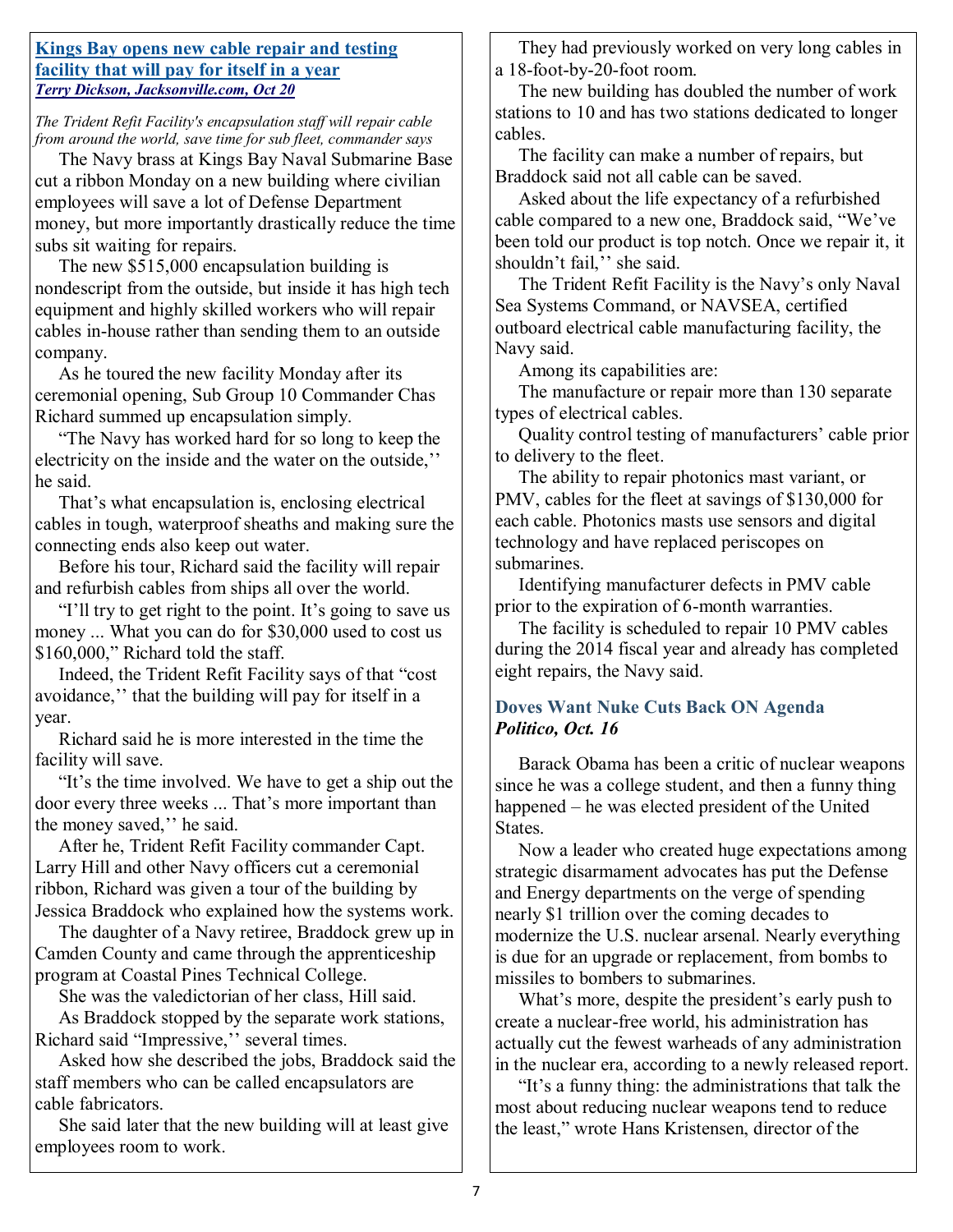## [Kings Bay opens new cable repair and testing facility that will pay for itself in a year](#)

***Terry Dickson, Jacksonville.com, Oct 20***

*The Trident Refit Facility's encapsulation staff will repair cable from around the world, save time for sub fleet, commander says*

The Navy brass at Kings Bay Naval Submarine Base cut a ribbon Monday on a new building where civilian employees will save a lot of Defense Department money, but more importantly drastically reduce the time subs sit waiting for repairs.

The new $515,000 encapsulation building is nondescript from the outside, but inside it has high tech equipment and highly skilled workers who will repair cables in-house rather than sending them to an outside company.

As he toured the new facility Monday after its ceremonial opening, Sub Group 10 Commander Chas Richard summed up encapsulation simply.

"The Navy has worked hard for so long to keep the electricity on the inside and the water on the outside,'' he said.

That's what encapsulation is, enclosing electrical cables in tough, waterproof sheaths and making sure the connecting ends also keep out water.

Before his tour, Richard said the facility will repair and refurbish cables from ships all over the world.

"I'll try to get right to the point. It's going to save us money ... What you can do for $30,000 used to cost us $160,000," Richard told the staff.

Indeed, the Trident Refit Facility says of that "cost avoidance,'' that the building will pay for itself in a year.

Richard said he is more interested in the time the facility will save.

"It's the time involved. We have to get a ship out the door every three weeks ... That's more important than the money saved,'' he said.

After he, Trident Refit Facility commander Capt. Larry Hill and other Navy officers cut a ceremonial ribbon, Richard was given a tour of the building by Jessica Braddock who explained how the systems work.

The daughter of a Navy retiree, Braddock grew up in Camden County and came through the apprenticeship program at Coastal Pines Technical College.

She was the valedictorian of her class, Hill said.

As Braddock stopped by the separate work stations, Richard said "Impressive,'' several times.

Asked how she described the jobs, Braddock said the staff members who can be called encapsulators are cable fabricators.

She said later that the new building will at least give employees room to work.

They had previously worked on very long cables in a 18-foot-by-20-foot room.

The new building has doubled the number of work stations to 10 and has two stations dedicated to longer cables.

The facility can make a number of repairs, but Braddock said not all cable can be saved.

Asked about the life expectancy of a refurbished cable compared to a new one, Braddock said, "We've been told our product is top notch. Once we repair it, it shouldn't fail,'' she said.

The Trident Refit Facility is the Navy's only Naval Sea Systems Command, or NAVSEA, certified outboard electrical cable manufacturing facility, the Navy said.

Among its capabilities are:

The manufacture or repair more than 130 separate types of electrical cables.

Quality control testing of manufacturers' cable prior to delivery to the fleet.

The ability to repair photonics mast variant, or PMV, cables for the fleet at savings of $130,000 for each cable. Photonics masts use sensors and digital technology and have replaced periscopes on submarines.

Identifying manufacturer defects in PMV cable prior to the expiration of 6-month warranties.

The facility is scheduled to repair 10 PMV cables during the 2014 fiscal year and already has completed eight repairs, the Navy said.

## Doves Want Nuke Cuts Back ON Agenda

***Politico, Oct. 16***

Barack Obama has been a critic of nuclear weapons since he was a college student, and then a funny thing happened – he was elected president of the United States.

Now a leader who created huge expectations among strategic disarmament advocates has put the Defense and Energy departments on the verge of spending nearly $1 trillion over the coming decades to modernize the U.S. nuclear arsenal. Nearly everything is due for an upgrade or replacement, from bombs to missiles to bombers to submarines.

What's more, despite the president's early push to create a nuclear-free world, his administration has actually cut the fewest warheads of any administration in the nuclear era, according to a newly released report.

"It's a funny thing: the administrations that talk the most about reducing nuclear weapons tend to reduce the least," wrote Hans Kristensen, director of the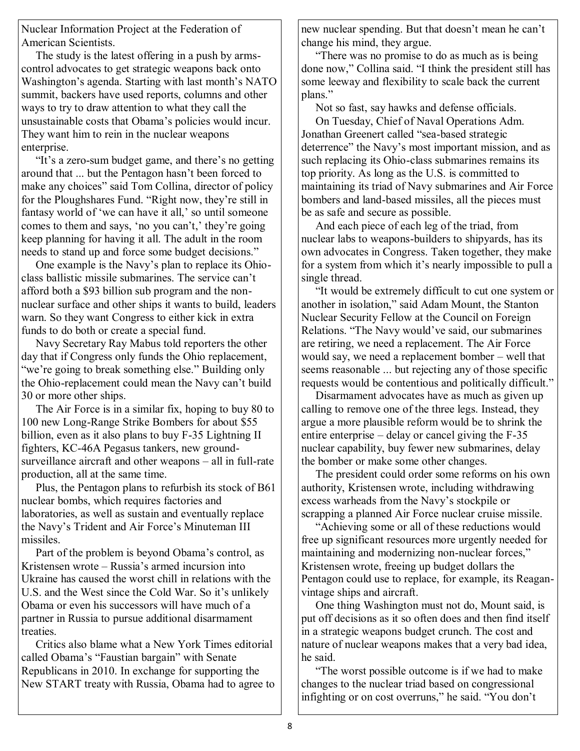Nuclear Information Project at the Federation of American Scientists.

The study is the latest offering in a push by arms-control advocates to get strategic weapons back onto Washington's agenda. Starting with last month's NATO summit, backers have used reports, columns and other ways to try to draw attention to what they call the unsustainable costs that Obama's policies would incur. They want him to rein in the nuclear weapons enterprise.

"It's a zero-sum budget game, and there's no getting around that ... but the Pentagon hasn't been forced to make any choices" said Tom Collina, director of policy for the Ploughshares Fund. "Right now, they're still in fantasy world of 'we can have it all,' so until someone comes to them and says, 'no you can't,' they're going keep planning for having it all. The adult in the room needs to stand up and force some budget decisions."

One example is the Navy's plan to replace its Ohio-class ballistic missile submarines. The service can't afford both a $93 billion sub program and the non-nuclear surface and other ships it wants to build, leaders warn. So they want Congress to either kick in extra funds to do both or create a special fund.

Navy Secretary Ray Mabus told reporters the other day that if Congress only funds the Ohio replacement, "we're going to break something else." Building only the Ohio-replacement could mean the Navy can't build 30 or more other ships.

The Air Force is in a similar fix, hoping to buy 80 to 100 new Long-Range Strike Bombers for about $55 billion, even as it also plans to buy F-35 Lightning II fighters, KC-46A Pegasus tankers, new ground-surveillance aircraft and other weapons – all in full-rate production, all at the same time.

Plus, the Pentagon plans to refurbish its stock of B61 nuclear bombs, which requires factories and laboratories, as well as sustain and eventually replace the Navy's Trident and Air Force's Minuteman III missiles.

Part of the problem is beyond Obama's control, as Kristensen wrote – Russia's armed incursion into Ukraine has caused the worst chill in relations with the U.S. and the West since the Cold War. So it's unlikely Obama or even his successors will have much of a partner in Russia to pursue additional disarmament treaties.

Critics also blame what a New York Times editorial called Obama's "Faustian bargain" with Senate Republicans in 2010. In exchange for supporting the New START treaty with Russia, Obama had to agree to new nuclear spending. But that doesn't mean he can't change his mind, they argue.

"There was no promise to do as much as is being done now," Collina said. "I think the president still has some leeway and flexibility to scale back the current plans."

Not so fast, say hawks and defense officials.

On Tuesday, Chief of Naval Operations Adm. Jonathan Greenert called "sea-based strategic deterrence" the Navy's most important mission, and as such replacing its Ohio-class submarines remains its top priority. As long as the U.S. is committed to maintaining its triad of Navy submarines and Air Force bombers and land-based missiles, all the pieces must be as safe and secure as possible.

And each piece of each leg of the triad, from nuclear labs to weapons-builders to shipyards, has its own advocates in Congress. Taken together, they make for a system from which it's nearly impossible to pull a single thread.

"It would be extremely difficult to cut one system or another in isolation," said Adam Mount, the Stanton Nuclear Security Fellow at the Council on Foreign Relations. "The Navy would've said, our submarines are retiring, we need a replacement. The Air Force would say, we need a replacement bomber – well that seems reasonable ... but rejecting any of those specific requests would be contentious and politically difficult."

Disarmament advocates have as much as given up calling to remove one of the three legs. Instead, they argue a more plausible reform would be to shrink the entire enterprise – delay or cancel giving the F-35 nuclear capability, buy fewer new submarines, delay the bomber or make some other changes.

The president could order some reforms on his own authority, Kristensen wrote, including withdrawing excess warheads from the Navy's stockpile or scrapping a planned Air Force nuclear cruise missile.

"Achieving some or all of these reductions would free up significant resources more urgently needed for maintaining and modernizing non-nuclear forces," Kristensen wrote, freeing up budget dollars the Pentagon could use to replace, for example, its Reagan-vintage ships and aircraft.

One thing Washington must not do, Mount said, is put off decisions as it so often does and then find itself in a strategic weapons budget crunch. The cost and nature of nuclear weapons makes that a very bad idea, he said.

"The worst possible outcome is if we had to make changes to the nuclear triad based on congressional infighting or on cost overruns," he said. "You don't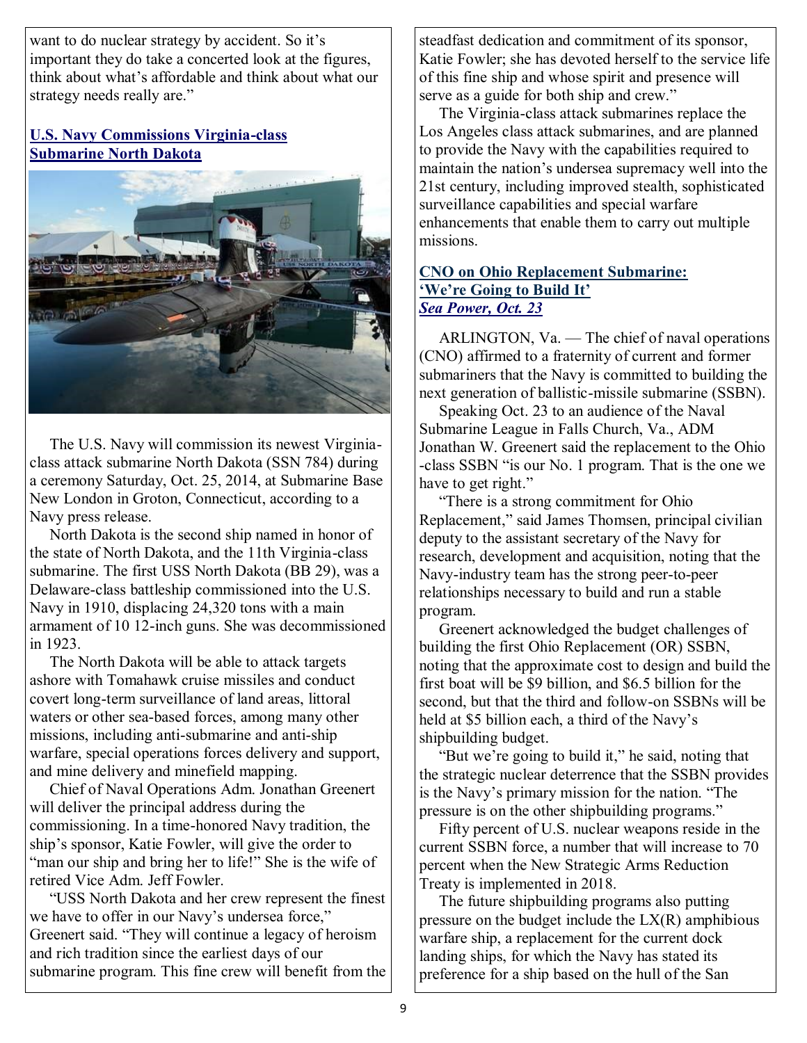want to do nuclear strategy by accident. So it's important they do take a concerted look at the figures, think about what's affordable and think about what our strategy needs really are."

## U.S. Navy Commissions Virginia-class Submarine North Dakota

The U.S. Navy will commission its newest Virginia-class attack submarine North Dakota (SSN 784) during a ceremony Saturday, Oct. 25, 2014, at Submarine Base New London in Groton, Connecticut, according to a Navy press release.

North Dakota is the second ship named in honor of the state of North Dakota, and the 11th Virginia-class submarine. The first USS North Dakota (BB 29), was a Delaware-class battleship commissioned into the U.S. Navy in 1910, displacing 24,320 tons with a main armament of 10 12-inch guns. She was decommissioned in 1923.

The North Dakota will be able to attack targets ashore with Tomahawk cruise missiles and conduct covert long-term surveillance of land areas, littoral waters or other sea-based forces, among many other missions, including anti-submarine and anti-ship warfare, special operations forces delivery and support, and mine delivery and minefield mapping.

Chief of Naval Operations Adm. Jonathan Greenert will deliver the principal address during the commissioning. In a time-honored Navy tradition, the ship's sponsor, Katie Fowler, will give the order to "man our ship and bring her to life!" She is the wife of retired Vice Adm. Jeff Fowler.

"USS North Dakota and her crew represent the finest we have to offer in our Navy's undersea force," Greenert said. "They will continue a legacy of heroism and rich tradition since the earliest days of our submarine program. This fine crew will benefit from the steadfast dedication and commitment of its sponsor, Katie Fowler; she has devoted herself to the service life of this fine ship and whose spirit and presence will serve as a guide for both ship and crew."

The Virginia-class attack submarines replace the Los Angeles class attack submarines, and are planned to provide the Navy with the capabilities required to maintain the nation's undersea supremacy well into the 21st century, including improved stealth, sophisticated surveillance capabilities and special warfare enhancements that enable them to carry out multiple missions.

## CNO on Ohio Replacement Submarine: 'We're Going to Build It'
***Sea Power, Oct. 23***

ARLINGTON, Va. — The chief of naval operations (CNO) affirmed to a fraternity of current and former submariners that the Navy is committed to building the next generation of ballistic-missile submarine (SSBN).

Speaking Oct. 23 to an audience of the Naval Submarine League in Falls Church, Va., ADM Jonathan W. Greenert said the replacement to the Ohio-class SSBN "is our No. 1 program. That is the one we have to get right."

"There is a strong commitment for Ohio Replacement," said James Thomsen, principal civilian deputy to the assistant secretary of the Navy for research, development and acquisition, noting that the Navy-industry team has the strong peer-to-peer relationships necessary to build and run a stable program.

Greenert acknowledged the budget challenges of building the first Ohio Replacement (OR) SSBN, noting that the approximate cost to design and build the first boat will be $9 billion, and $6.5 billion for the second, but that the third and follow-on SSBNs will be held at $5 billion each, a third of the Navy's shipbuilding budget.

"But we're going to build it," he said, noting that the strategic nuclear deterrence that the SSBN provides is the Navy's primary mission for the nation. "The pressure is on the other shipbuilding programs."

Fifty percent of U.S. nuclear weapons reside in the current SSBN force, a number that will increase to 70 percent when the New Strategic Arms Reduction Treaty is implemented in 2018.

The future shipbuilding programs also putting pressure on the budget include the LX(R) amphibious warfare ship, a replacement for the current dock landing ships, for which the Navy has stated its preference for a ship based on the hull of the San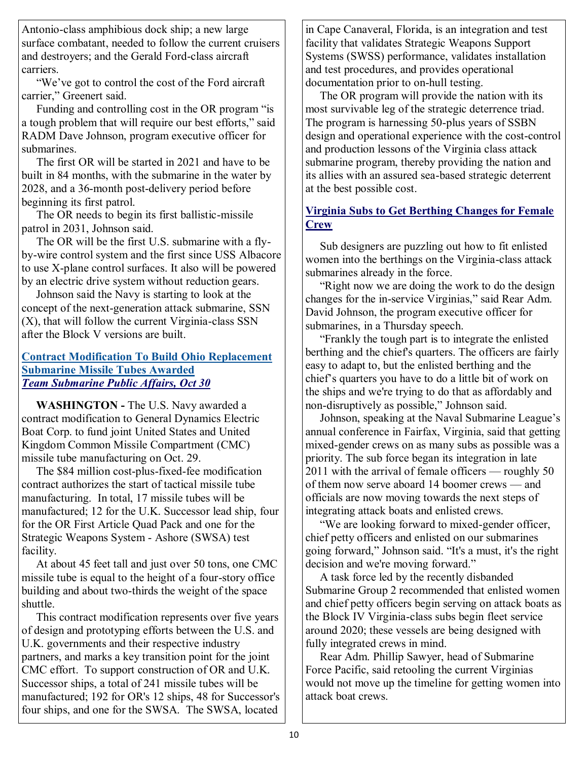Antonio-class amphibious dock ship; a new large surface combatant, needed to follow the current cruisers and destroyers; and the Gerald Ford-class aircraft carriers.

"We've got to control the cost of the Ford aircraft carrier," Greenert said.

Funding and controlling cost in the OR program "is a tough problem that will require our best efforts," said RADM Dave Johnson, program executive officer for submarines.

The first OR will be started in 2021 and have to be built in 84 months, with the submarine in the water by 2028, and a 36-month post-delivery period before beginning its first patrol.

The OR needs to begin its first ballistic-missile patrol in 2031, Johnson said.

The OR will be the first U.S. submarine with a fly-by-wire control system and the first since USS Albacore to use X-plane control surfaces. It also will be powered by an electric drive system without reduction gears.

Johnson said the Navy is starting to look at the concept of the next-generation attack submarine, SSN (X), that will follow the current Virginia-class SSN after the Block V versions are built.

## Contract Modification To Build Ohio Replacement Submarine Missile Tubes Awarded

*Team Submarine Public Affairs, Oct 30*

**WASHINGTON -** The U.S. Navy awarded a contract modification to General Dynamics Electric Boat Corp. to fund joint United States and United Kingdom Common Missile Compartment (CMC) missile tube manufacturing on Oct. 29.

The $84 million cost-plus-fixed-fee modification contract authorizes the start of tactical missile tube manufacturing. In total, 17 missile tubes will be manufactured; 12 for the U.K. Successor lead ship, four for the OR First Article Quad Pack and one for the Strategic Weapons System - Ashore (SWSA) test facility.

At about 45 feet tall and just over 50 tons, one CMC missile tube is equal to the height of a four-story office building and about two-thirds the weight of the space shuttle.

This contract modification represents over five years of design and prototyping efforts between the U.S. and U.K. governments and their respective industry partners, and marks a key transition point for the joint CMC effort. To support construction of OR and U.K. Successor ships, a total of 241 missile tubes will be manufactured; 192 for OR's 12 ships, 48 for Successor's four ships, and one for the SWSA. The SWSA, located in Cape Canaveral, Florida, is an integration and test facility that validates Strategic Weapons Support Systems (SWSS) performance, validates installation and test procedures, and provides operational documentation prior to on-hull testing.

The OR program will provide the nation with its most survivable leg of the strategic deterrence triad. The program is harnessing 50-plus years of SSBN design and operational experience with the cost-control and production lessons of the Virginia class attack submarine program, thereby providing the nation and its allies with an assured sea-based strategic deterrent at the best possible cost.

## Virginia Subs to Get Berthing Changes for Female Crew

Sub designers are puzzling out how to fit enlisted women into the berthings on the Virginia-class attack submarines already in the force.

"Right now we are doing the work to do the design changes for the in-service Virginias," said Rear Adm. David Johnson, the program executive officer for submarines, in a Thursday speech.

"Frankly the tough part is to integrate the enlisted berthing and the chief's quarters. The officers are fairly easy to adapt to, but the enlisted berthing and the chief's quarters you have to do a little bit of work on the ships and we're trying to do that as affordably and non-disruptively as possible," Johnson said.

Johnson, speaking at the Naval Submarine League's annual conference in Fairfax, Virginia, said that getting mixed-gender crews on as many subs as possible was a priority. The sub force began its integration in late 2011 with the arrival of female officers — roughly 50 of them now serve aboard 14 boomer crews — and officials are now moving towards the next steps of integrating attack boats and enlisted crews.

"We are looking forward to mixed-gender officer, chief petty officers and enlisted on our submarines going forward," Johnson said. "It's a must, it's the right decision and we're moving forward."

A task force led by the recently disbanded Submarine Group 2 recommended that enlisted women and chief petty officers begin serving on attack boats as the Block IV Virginia-class subs begin fleet service around 2020; these vessels are being designed with fully integrated crews in mind.

Rear Adm. Phillip Sawyer, head of Submarine Force Pacific, said retooling the current Virginias would not move up the timeline for getting women into attack boat crews.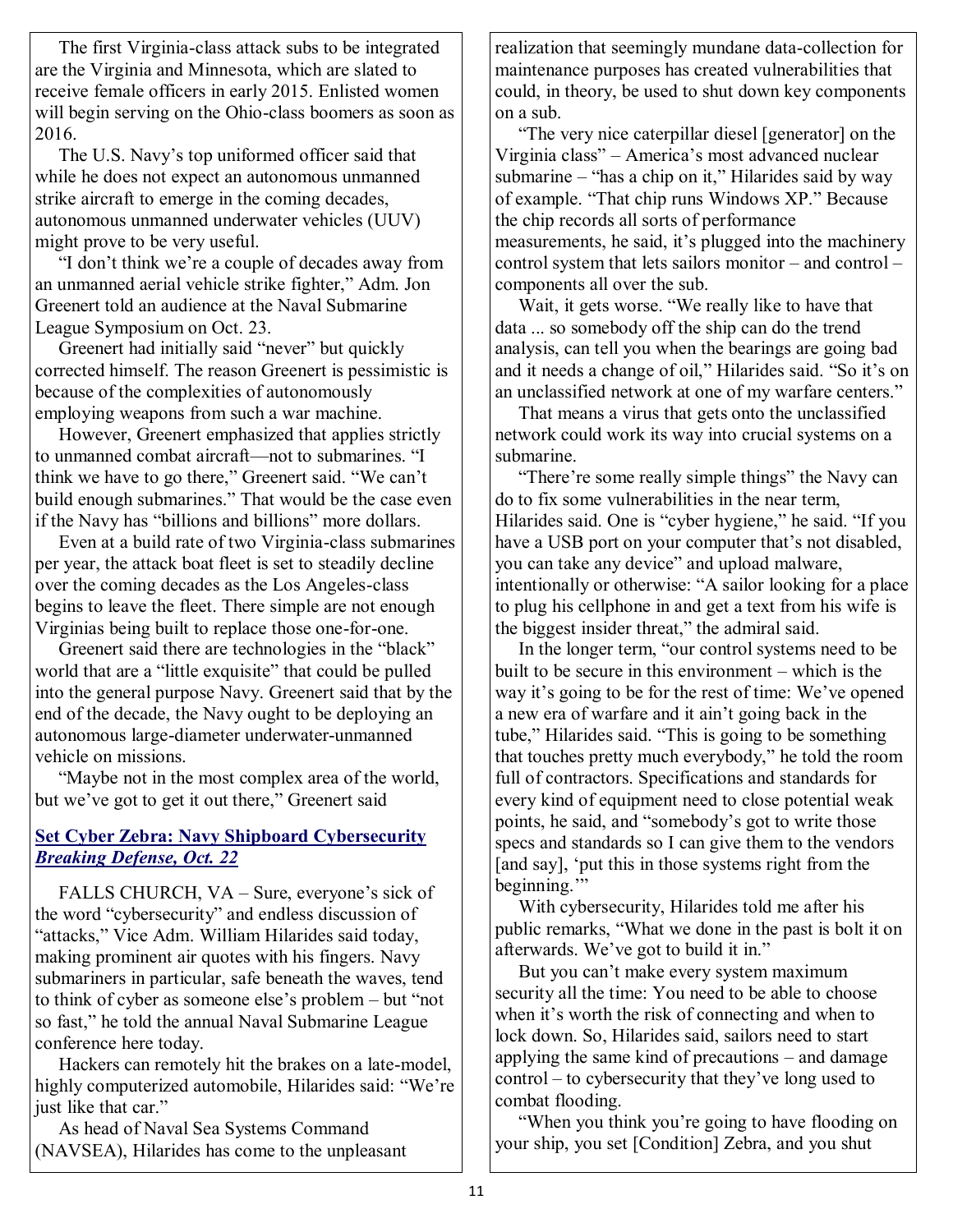The first Virginia-class attack subs to be integrated are the Virginia and Minnesota, which are slated to receive female officers in early 2015. Enlisted women will begin serving on the Ohio-class boomers as soon as 2016.

The U.S. Navy's top uniformed officer said that while he does not expect an autonomous unmanned strike aircraft to emerge in the coming decades, autonomous unmanned underwater vehicles (UUV) might prove to be very useful.

"I don't think we're a couple of decades away from an unmanned aerial vehicle strike fighter," Adm. Jon Greenert told an audience at the Naval Submarine League Symposium on Oct. 23.

Greenert had initially said "never" but quickly corrected himself. The reason Greenert is pessimistic is because of the complexities of autonomously employing weapons from such a war machine.

However, Greenert emphasized that applies strictly to unmanned combat aircraft—not to submarines. "I think we have to go there," Greenert said. "We can't build enough submarines." That would be the case even if the Navy has "billions and billions" more dollars.

Even at a build rate of two Virginia-class submarines per year, the attack boat fleet is set to steadily decline over the coming decades as the Los Angeles-class begins to leave the fleet. There simple are not enough Virginias being built to replace those one-for-one.

Greenert said there are technologies in the "black" world that are a "little exquisite" that could be pulled into the general purpose Navy. Greenert said that by the end of the decade, the Navy ought to be deploying an autonomous large-diameter underwater-unmanned vehicle on missions.

"Maybe not in the most complex area of the world, but we've got to get it out there," Greenert said

### Set Cyber Zebra: Navy Shipboard Cybersecurity
***Breaking Defense, Oct. 22***

FALLS CHURCH, VA – Sure, everyone's sick of the word "cybersecurity" and endless discussion of "attacks," Vice Adm. William Hilarides said today, making prominent air quotes with his fingers. Navy submariners in particular, safe beneath the waves, tend to think of cyber as someone else's problem – but "not so fast," he told the annual Naval Submarine League conference here today.

Hackers can remotely hit the brakes on a late-model, highly computerized automobile, Hilarides said: "We're just like that car."

As head of Naval Sea Systems Command (NAVSEA), Hilarides has come to the unpleasant realization that seemingly mundane data-collection for maintenance purposes has created vulnerabilities that could, in theory, be used to shut down key components on a sub.

"The very nice caterpillar diesel [generator] on the Virginia class" – America's most advanced nuclear submarine – "has a chip on it," Hilarides said by way of example. "That chip runs Windows XP." Because the chip records all sorts of performance measurements, he said, it's plugged into the machinery control system that lets sailors monitor – and control – components all over the sub.

Wait, it gets worse. "We really like to have that data ... so somebody off the ship can do the trend analysis, can tell you when the bearings are going bad and it needs a change of oil," Hilarides said. "So it's on an unclassified network at one of my warfare centers."

That means a virus that gets onto the unclassified network could work its way into crucial systems on a submarine.

"There're some really simple things" the Navy can do to fix some vulnerabilities in the near term, Hilarides said. One is "cyber hygiene," he said. "If you have a USB port on your computer that's not disabled, you can take any device" and upload malware, intentionally or otherwise: "A sailor looking for a place to plug his cellphone in and get a text from his wife is the biggest insider threat," the admiral said.

In the longer term, "our control systems need to be built to be secure in this environment – which is the way it's going to be for the rest of time: We've opened a new era of warfare and it ain't going back in the tube," Hilarides said. "This is going to be something that touches pretty much everybody," he told the room full of contractors. Specifications and standards for every kind of equipment need to close potential weak points, he said, and "somebody's got to write those specs and standards so I can give them to the vendors [and say], 'put this in those systems right from the beginning.'"

With cybersecurity, Hilarides told me after his public remarks, "What we done in the past is bolt it on afterwards. We've got to build it in."

But you can't make every system maximum security all the time: You need to be able to choose when it's worth the risk of connecting and when to lock down. So, Hilarides said, sailors need to start applying the same kind of precautions – and damage control – to cybersecurity that they've long used to combat flooding.

"When you think you're going to have flooding on your ship, you set [Condition] Zebra, and you shut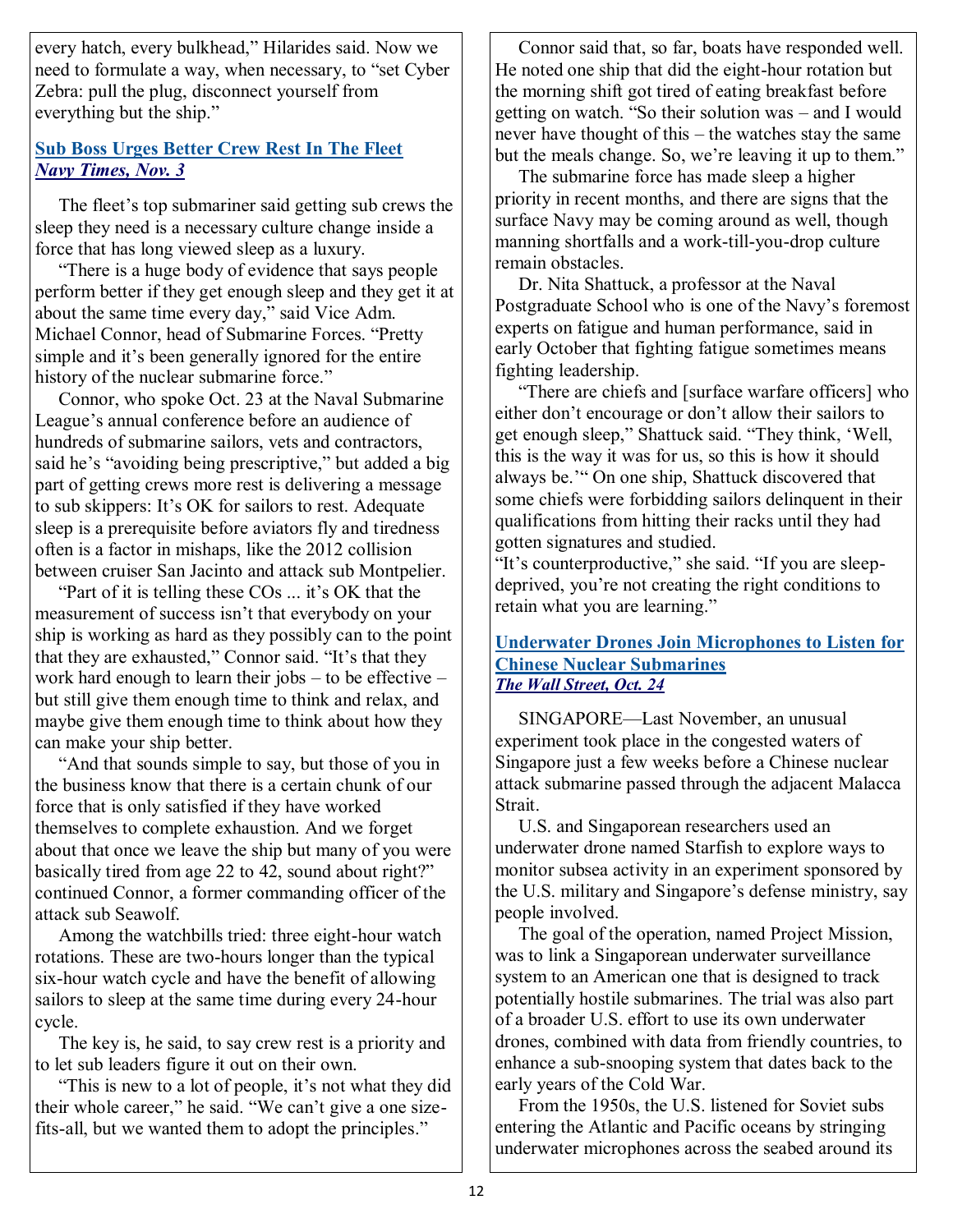every hatch, every bulkhead," Hilarides said. Now we need to formulate a way, when necessary, to "set Cyber Zebra: pull the plug, disconnect yourself from everything but the ship."

### Sub Boss Urges Better Crew Rest In The Fleet
***Navy Times, Nov. 3***

The fleet's top submariner said getting sub crews the sleep they need is a necessary culture change inside a force that has long viewed sleep as a luxury.

"There is a huge body of evidence that says people perform better if they get enough sleep and they get it at about the same time every day," said Vice Adm. Michael Connor, head of Submarine Forces. "Pretty simple and it's been generally ignored for the entire history of the nuclear submarine force."

Connor, who spoke Oct. 23 at the Naval Submarine League's annual conference before an audience of hundreds of submarine sailors, vets and contractors, said he's "avoiding being prescriptive," but added a big part of getting crews more rest is delivering a message to sub skippers: It's OK for sailors to rest. Adequate sleep is a prerequisite before aviators fly and tiredness often is a factor in mishaps, like the 2012 collision between cruiser San Jacinto and attack sub Montpelier.

"Part of it is telling these COs ... it's OK that the measurement of success isn't that everybody on your ship is working as hard as they possibly can to the point that they are exhausted," Connor said. "It's that they work hard enough to learn their jobs – to be effective – but still give them enough time to think and relax, and maybe give them enough time to think about how they can make your ship better.

"And that sounds simple to say, but those of you in the business know that there is a certain chunk of our force that is only satisfied if they have worked themselves to complete exhaustion. And we forget about that once we leave the ship but many of you were basically tired from age 22 to 42, sound about right?" continued Connor, a former commanding officer of the attack sub Seawolf.

Among the watchbills tried: three eight-hour watch rotations. These are two-hours longer than the typical six-hour watch cycle and have the benefit of allowing sailors to sleep at the same time during every 24-hour cycle.

The key is, he said, to say crew rest is a priority and to let sub leaders figure it out on their own.

"This is new to a lot of people, it's not what they did their whole career," he said. "We can't give a one size-fits-all, but we wanted them to adopt the principles."

Connor said that, so far, boats have responded well. He noted one ship that did the eight-hour rotation but the morning shift got tired of eating breakfast before getting on watch. "So their solution was – and I would never have thought of this – the watches stay the same but the meals change. So, we're leaving it up to them."

The submarine force has made sleep a higher priority in recent months, and there are signs that the surface Navy may be coming around as well, though manning shortfalls and a work-till-you-drop culture remain obstacles.

Dr. Nita Shattuck, a professor at the Naval Postgraduate School who is one of the Navy's foremost experts on fatigue and human performance, said in early October that fighting fatigue sometimes means fighting leadership.

"There are chiefs and [surface warfare officers] who either don't encourage or don't allow their sailors to get enough sleep," Shattuck said. "They think, 'Well, this is the way it was for us, so this is how it should always be.'" On one ship, Shattuck discovered that some chiefs were forbidding sailors delinquent in their qualifications from hitting their racks until they had gotten signatures and studied.

"It's counterproductive," she said. "If you are sleep-deprived, you're not creating the right conditions to retain what you are learning."

### Underwater Drones Join Microphones to Listen for Chinese Nuclear Submarines
***The Wall Street, Oct. 24***

SINGAPORE—Last November, an unusual experiment took place in the congested waters of Singapore just a few weeks before a Chinese nuclear attack submarine passed through the adjacent Malacca Strait.

U.S. and Singaporean researchers used an underwater drone named Starfish to explore ways to monitor subsea activity in an experiment sponsored by the U.S. military and Singapore's defense ministry, say people involved.

The goal of the operation, named Project Mission, was to link a Singaporean underwater surveillance system to an American one that is designed to track potentially hostile submarines. The trial was also part of a broader U.S. effort to use its own underwater drones, combined with data from friendly countries, to enhance a sub-snooping system that dates back to the early years of the Cold War.

From the 1950s, the U.S. listened for Soviet subs entering the Atlantic and Pacific oceans by stringing underwater microphones across the seabed around its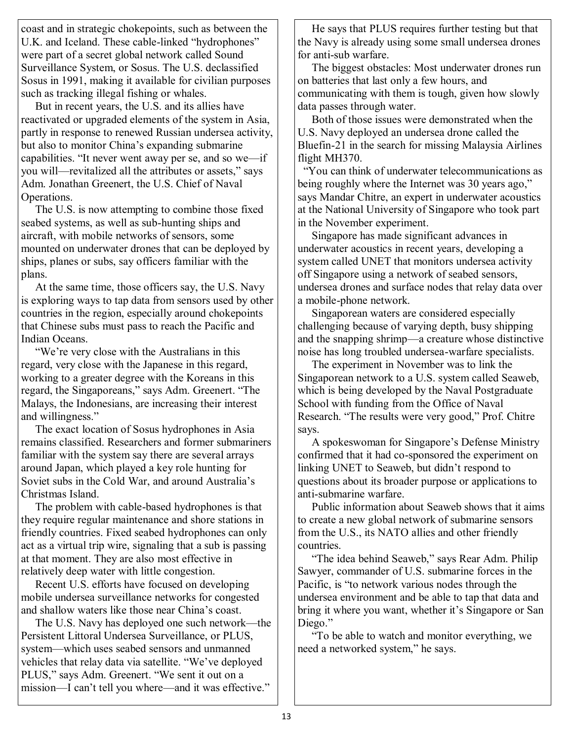coast and in strategic chokepoints, such as between the U.K. and Iceland. These cable-linked "hydrophones" were part of a secret global network called Sound Surveillance System, or Sosus. The U.S. declassified Sosus in 1991, making it available for civilian purposes such as tracking illegal fishing or whales.

But in recent years, the U.S. and its allies have reactivated or upgraded elements of the system in Asia, partly in response to renewed Russian undersea activity, but also to monitor China's expanding submarine capabilities. "It never went away per se, and so we—if you will—revitalized all the attributes or assets," says Adm. Jonathan Greenert, the U.S. Chief of Naval Operations.

The U.S. is now attempting to combine those fixed seabed systems, as well as sub-hunting ships and aircraft, with mobile networks of sensors, some mounted on underwater drones that can be deployed by ships, planes or subs, say officers familiar with the plans.

At the same time, those officers say, the U.S. Navy is exploring ways to tap data from sensors used by other countries in the region, especially around chokepoints that Chinese subs must pass to reach the Pacific and Indian Oceans.

"We're very close with the Australians in this regard, very close with the Japanese in this regard, working to a greater degree with the Koreans in this regard, the Singaporeans," says Adm. Greenert. "The Malays, the Indonesians, are increasing their interest and willingness."

The exact location of Sosus hydrophones in Asia remains classified. Researchers and former submariners familiar with the system say there are several arrays around Japan, which played a key role hunting for Soviet subs in the Cold War, and around Australia's Christmas Island.

The problem with cable-based hydrophones is that they require regular maintenance and shore stations in friendly countries. Fixed seabed hydrophones can only act as a virtual trip wire, signaling that a sub is passing at that moment. They are also most effective in relatively deep water with little congestion.

Recent U.S. efforts have focused on developing mobile undersea surveillance networks for congested and shallow waters like those near China's coast.

The U.S. Navy has deployed one such network—the Persistent Littoral Undersea Surveillance, or PLUS, system—which uses seabed sensors and unmanned vehicles that relay data via satellite. "We've deployed PLUS," says Adm. Greenert. "We sent it out on a mission—I can't tell you where—and it was effective."

He says that PLUS requires further testing but that the Navy is already using some small undersea drones for anti-sub warfare.

The biggest obstacles: Most underwater drones run on batteries that last only a few hours, and communicating with them is tough, given how slowly data passes through water.

Both of those issues were demonstrated when the U.S. Navy deployed an undersea drone called the Bluefin-21 in the search for missing Malaysia Airlines flight MH370.

"You can think of underwater telecommunications as being roughly where the Internet was 30 years ago," says Mandar Chitre, an expert in underwater acoustics at the National University of Singapore who took part in the November experiment.

Singapore has made significant advances in underwater acoustics in recent years, developing a system called UNET that monitors undersea activity off Singapore using a network of seabed sensors, undersea drones and surface nodes that relay data over a mobile-phone network.

Singaporean waters are considered especially challenging because of varying depth, busy shipping and the snapping shrimp—a creature whose distinctive noise has long troubled undersea-warfare specialists.

The experiment in November was to link the Singaporean network to a U.S. system called Seaweb, which is being developed by the Naval Postgraduate School with funding from the Office of Naval Research. "The results were very good," Prof. Chitre says.

A spokeswoman for Singapore's Defense Ministry confirmed that it had co-sponsored the experiment on linking UNET to Seaweb, but didn't respond to questions about its broader purpose or applications to anti-submarine warfare.

Public information about Seaweb shows that it aims to create a new global network of submarine sensors from the U.S., its NATO allies and other friendly countries.

"The idea behind Seaweb," says Rear Adm. Philip Sawyer, commander of U.S. submarine forces in the Pacific, is "to network various nodes through the undersea environment and be able to tap that data and bring it where you want, whether it's Singapore or San Diego."

"To be able to watch and monitor everything, we need a networked system," he says.